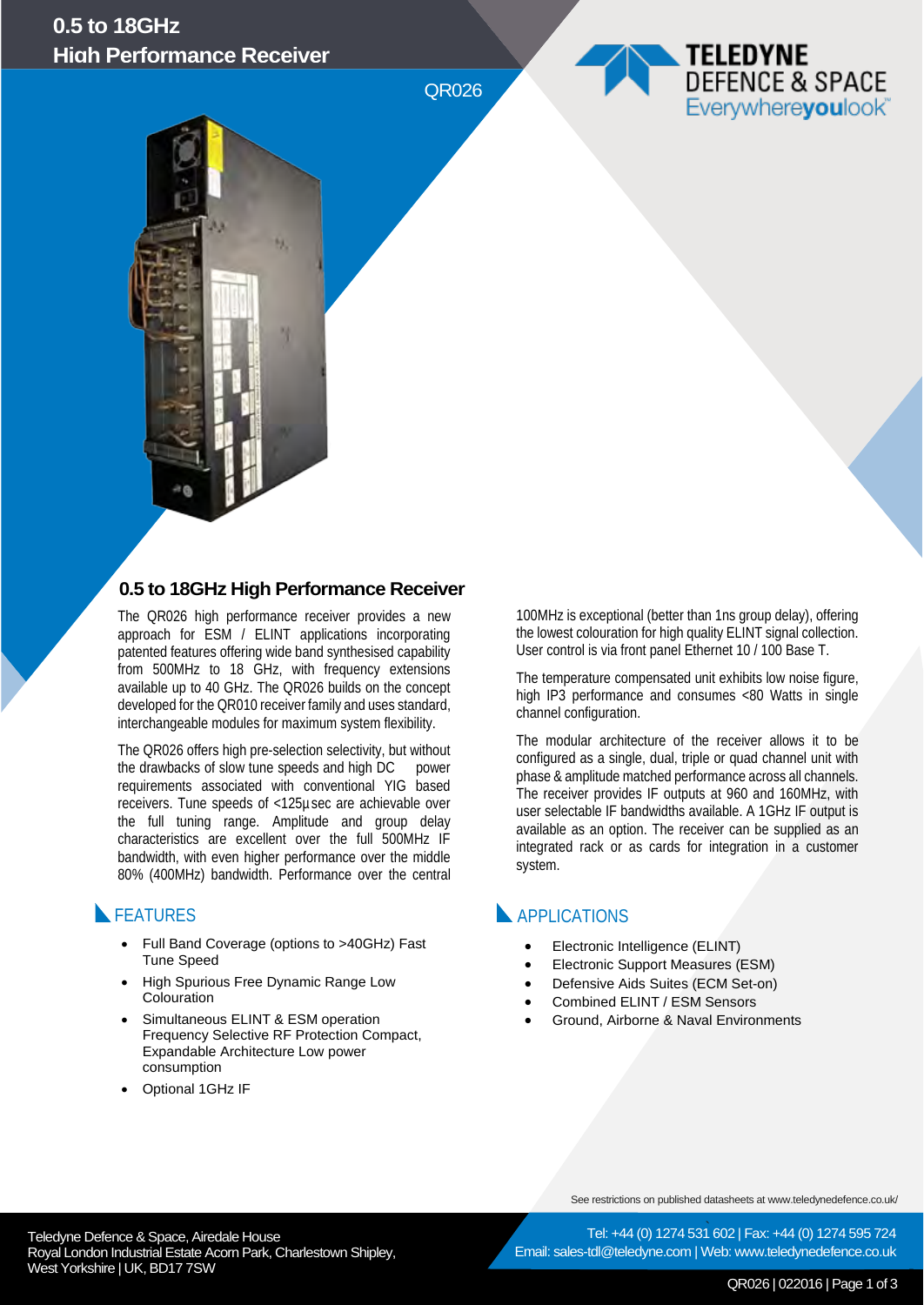# 0.5 to 18GHz High Performance Receiver

QR026

## 0.5 to 18GHz High Performance Receiver

The QR026 high performance receiver provides a new approach for ESM / ELINT applications incorporating patented features offering wide band synthesised capability from 500MHz to 18 GHz, with frequency extensions available up to 40 GHz. The QR026 builds on the concept developed for the QR010 receiver family and uses standard, interchangeable modules for maximum system flexibility.

The QR026 offers high pre-selection selectivity, but without the drawbacks of slow tune speeds and high DC power requirements associated with conventional YIG based receivers. Tune speeds of <125µsec are achievable over the full tuning range. Amplitude and group delay characteristics are excellent over the full 500MHz IF bandwidth, with even higher performance over the middle 80% (400MHz) bandwidth. Performance over the central 100MHz is exceptional (better than 1ns group delay), offering the lowest colouration for high quality ELINT signal collection. User control is via front panel Ethernet 10 / 100 Base T.

The temperature compensated unit exhibits low noise figure, high IP3 performance and consumes <80 Watts in single channel configuration.

The modular architecture of the receiver allows it to be configured as a single, dual, triple or quad channel unit with phase & amplitude matched performance across all channels. The receiver provides IF outputs at 960 and 160MHz, with user selectable IF bandwidths available. A 1GHz IF output is available as an option. The receiver can be supplied as an integrated rack or as cards for integration in a customer system.

## FEATURES

- Full Band Coverage (options to >40GHz) Fast Tune Speed
- High Spurious Free Dynamic Range Low Colouration
- Simultaneous ELINT & ESM operation Frequency Selective RF Protection Compact, Expandable Architecture Low power consumption
- Optional 1GHz IF

## APPLICATIONS

- Electronic Intelligence (ELINT)
- Electronic Support Measures (ESM)
- Defensive Aids Suites (ECM Set-on)
- Combined ELINT / ESM Sensors
- Ground, Airborne & Naval Environments

See restrictions on published datasheets at www.teledynedefence.co.uk/

Teledyne Defence & Space, Airedale House
Royal London Industrial Estate Acorn Park, Charlestown Shipley,
West Yorkshire | UK, BD17 7SW

Tel: +44 (0) 1274 531 602 | Fax: +44 (0) 1274 595 724
Email: sales-tdl@teledyne.com | Web: www.teledynedefence.co.uk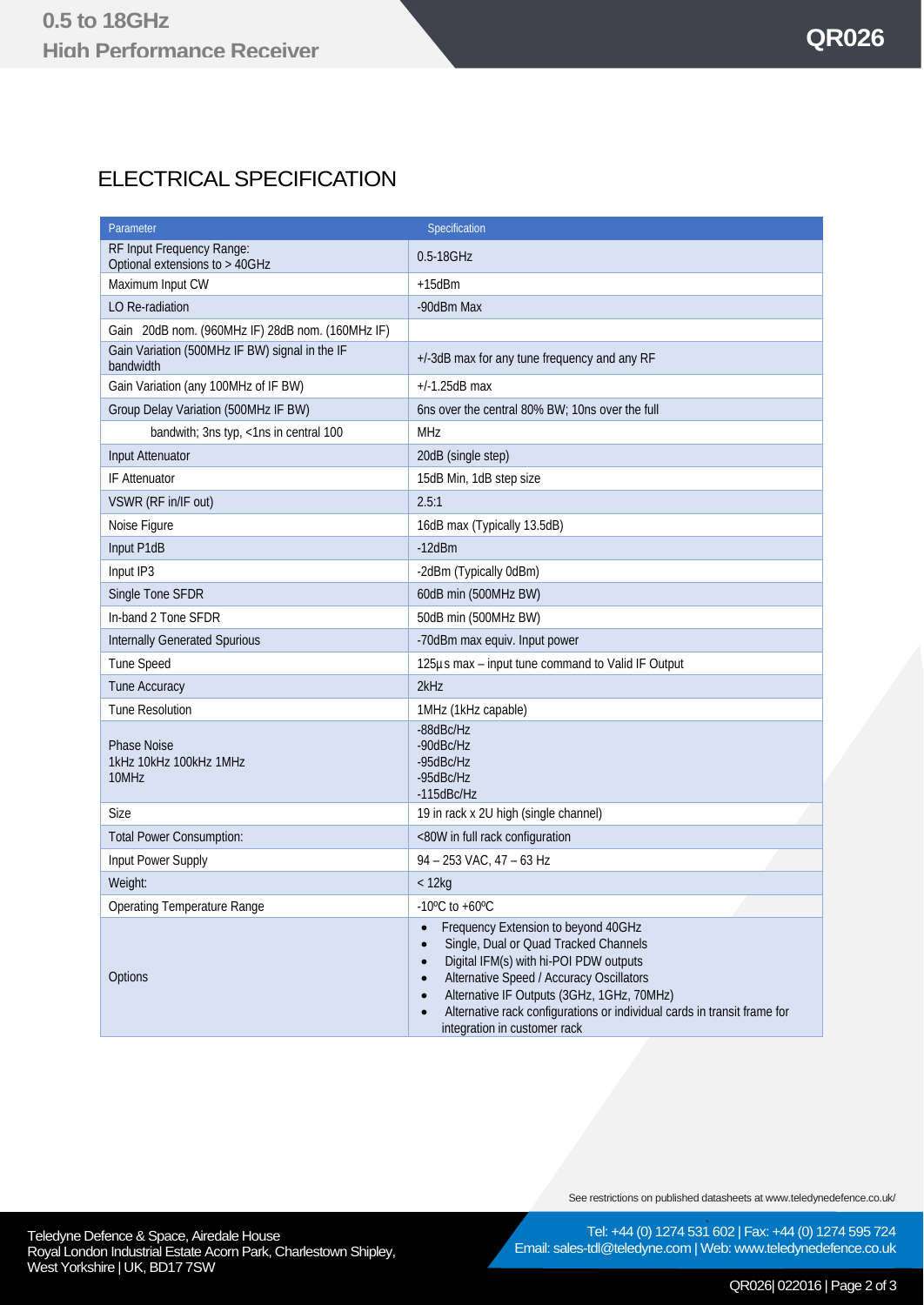# ELECTRICAL SPECIFICATION

| Parameter | Specification |
|---|---|
| RF Input Frequency Range: Optional extensions to > 40GHz | 0.5-18GHz |
| Maximum Input CW | +15dBm |
| LO Re-radiation | -90dBm Max |
| Gain 20dB nom. (960MHz IF) 28dB nom. (160MHz IF) | |
| Gain Variation (500MHz IF BW) signal in the IF bandwidth | +/-3dB max for any tune frequency and any RF |
| Gain Variation (any 100MHz of IF BW) | +/-1.25dB max |
| Group Delay Variation (500MHz IF BW) | 6ns over the central 80% BW; 10ns over the full |
| bandwith; 3ns typ, <1ns in central 100 | MHz |
| Input Attenuator | 20dB (single step) |
| IF Attenuator | 15dB Min, 1dB step size |
| VSWR (RF in/IF out) | 2.5:1 |
| Noise Figure | 16dB max (Typically 13.5dB) |
| Input P1dB | -12dBm |
| Input IP3 | -2dBm (Typically 0dBm) |
| Single Tone SFDR | 60dB min (500MHz BW) |
| In-band 2 Tone SFDR | 50dB min (500MHz BW) |
| Internally Generated Spurious | -70dBm max equiv. Input power |
| Tune Speed | 125µs max – input tune command to Valid IF Output |
| Tune Accuracy | 2kHz |
| Tune Resolution | 1MHz (1kHz capable) |
| Phase Noise 1kHz 10kHz 100kHz 1MHz 10MHz | -88dBc/Hz<br>-90dBc/Hz<br>-95dBc/Hz<br>-95dBc/Hz<br>-115dBc/Hz |
| Size | 19 in rack x 2U high (single channel) |
| Total Power Consumption: | <80W in full rack configuration |
| Input Power Supply | 94 – 253 VAC, 47 – 63 Hz |
| Weight: | < 12kg |
| Operating Temperature Range | -10ºC to +60ºC |
| Options | • Frequency Extension to beyond 40GHz<br>• Single, Dual or Quad Tracked Channels<br>• Digital IFM(s) with hi-POI PDW outputs<br>• Alternative Speed / Accuracy Oscillators<br>• Alternative IF Outputs (3GHz, 1GHz, 70MHz)<br>• Alternative rack configurations or individual cards in transit frame for integration in customer rack |

See restrictions on published datasheets at www.teledynedefence.co.uk/

Teledyne Defence & Space, Airedale House
Royal London Industrial Estate Acorn Park, Charlestown Shipley, West Yorkshire | UK, BD17 7SW

Tel: +44 (0) 1274 531 602 | Fax: +44 (0) 1274 595 724
Email: sales-tdl@teledyne.com | Web: www.teledynedefence.co.uk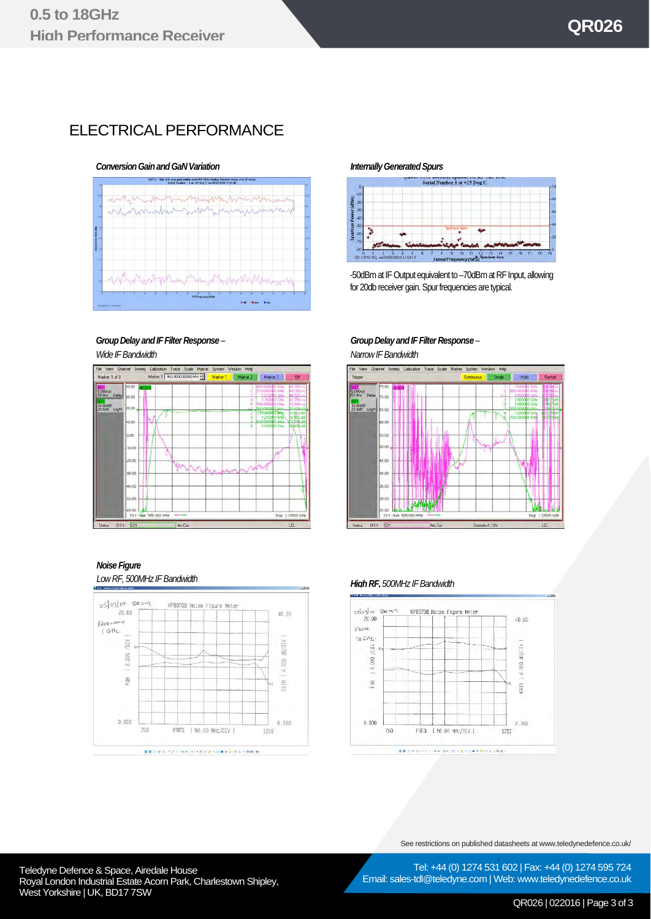## ELECTRICAL PERFORMANCE

***Conversion Gain and GaN Variation***

***Internally Generated Spurs***

-50dBm at IF Output equivalent to –70dBm at RF Input, allowing for 20db receiver gain. Spur frequencies are typical.

***Group Delay and IF Filter Response*** *– Wide IF Bandwidth*

***Group Delay and IF Filter Response*** *– Narrow IF Bandwidth*

***Noise Figure***

*Low RF, 500MHz IF Bandwidth*

***High RF,*** *500MHz IF Bandwidth*

See restrictions on published datasheets at www.teledynedefence.co.uk/

Teledyne Defence & Space, Airedale House
Royal London Industrial Estate Acorn Park, Charlestown Shipley,
West Yorkshire | UK, BD17 7SW

Tel: +44 (0) 1274 531 602 | Fax: +44 (0) 1274 595 724
Email: sales-tdl@teledyne.com | Web: www.teledynedefence.co.uk